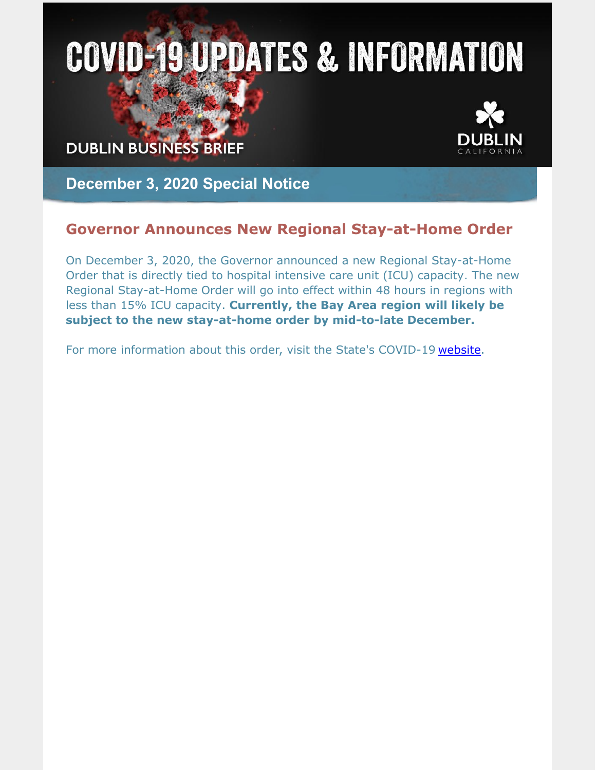# COVID-19 UPDATES & INFORMATION

DUBLIN BUSINESS BRIEF

DUBLIN CALIFORNIA

## December 3, 2020 Special Notice

### Governor Announces New Regional Stay-at-Home Order

On December 3, 2020, the Governor announced a new Regional Stay-at-Home Order that is directly tied to hospital intensive care unit (ICU) capacity. The new Regional Stay-at-Home Order will go into effect within 48 hours in regions with less than 15% ICU capacity. **Currently, the Bay Area region will likely be subject to the new stay-at-home order by mid-to-late December.**

For more information about this order, visit the State's COVID-19 website.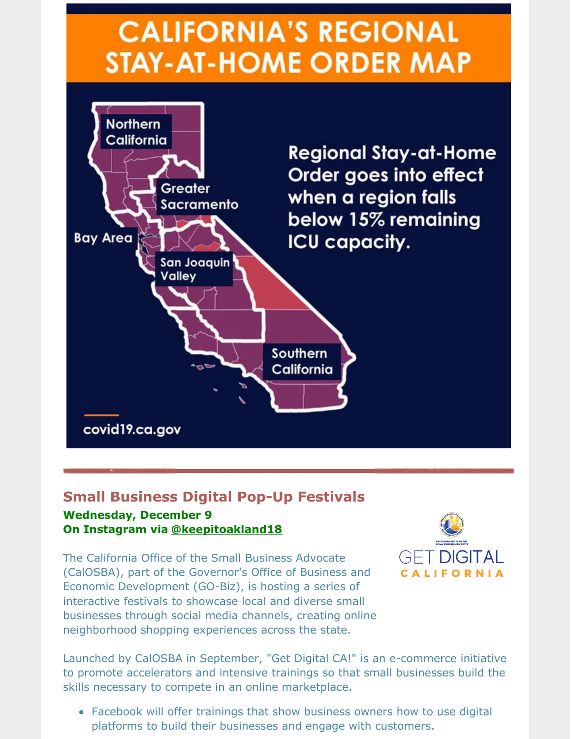# CALIFORNIA'S REGIONAL STAY-AT-HOME ORDER MAP

Northern California

Greater Sacramento

Bay Area

San Joaquin Valley

Southern California

Regional Stay-at-Home Order goes into effect when a region falls below 15% remaining ICU capacity.

covid19.ca.gov

## Small Business Digital Pop-Up Festivals

**Wednesday, December 9**
**On Instagram via @keepitoakland18**

GET DIGITAL CALIFORNIA

The California Office of the Small Business Advocate (CalOSBA), part of the Governor's Office of Business and Economic Development (GO-Biz), is hosting a series of interactive festivals to showcase local and diverse small businesses through social media channels, creating online neighborhood shopping experiences across the state.

Launched by CalOSBA in September, "Get Digital CA!" is an e-commerce initiative to promote accelerators and intensive trainings so that small businesses build the skills necessary to compete in an online marketplace.

- Facebook will offer trainings that show business owners how to use digital platforms to build their businesses and engage with customers.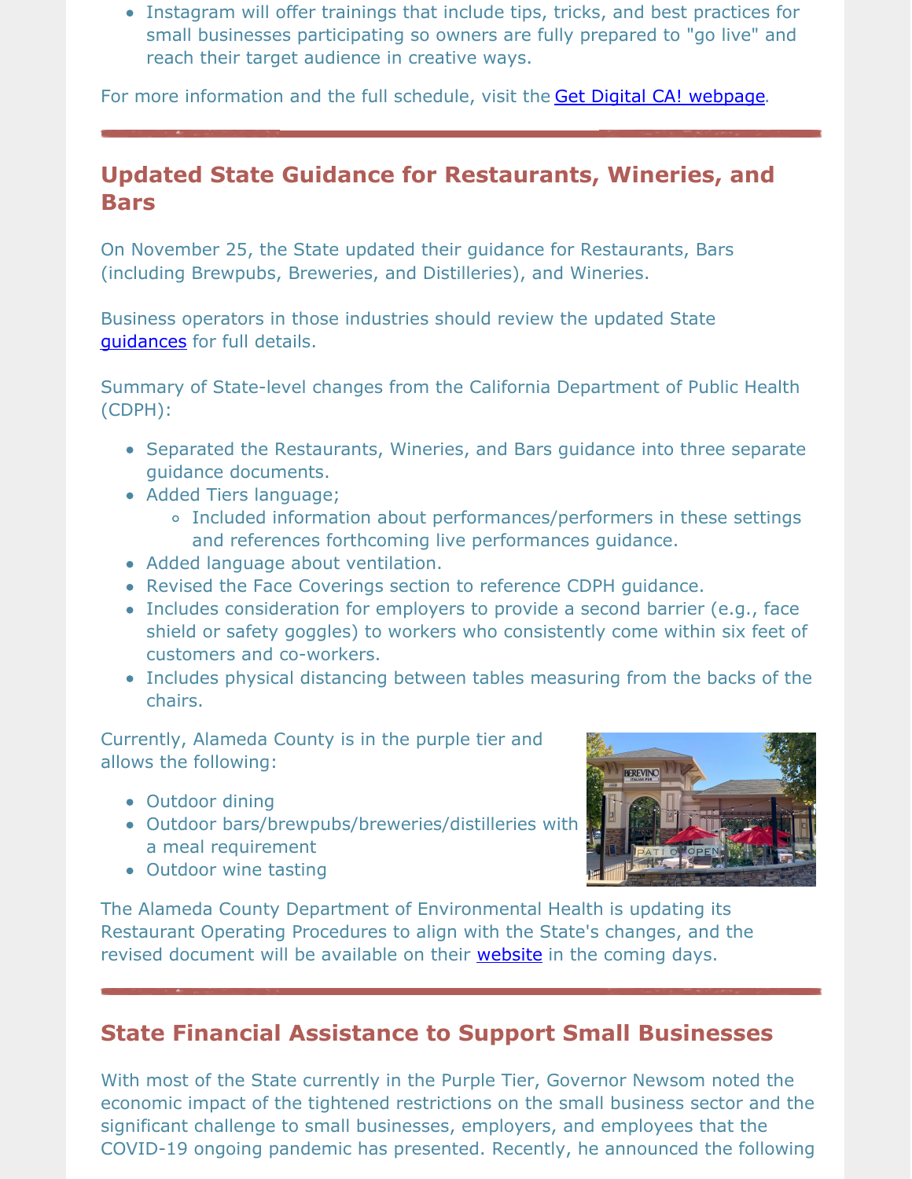- Instagram will offer trainings that include tips, tricks, and best practices for small businesses participating so owners are fully prepared to "go live" and reach their target audience in creative ways.

For more information and the full schedule, visit the Get Digital CA! webpage.

## Updated State Guidance for Restaurants, Wineries, and Bars

On November 25, the State updated their guidance for Restaurants, Bars (including Brewpubs, Breweries, and Distilleries), and Wineries.

Business operators in those industries should review the updated State guidances for full details.

Summary of State-level changes from the California Department of Public Health (CDPH):

- Separated the Restaurants, Wineries, and Bars guidance into three separate guidance documents.
- Added Tiers language;
  - Included information about performances/performers in these settings and references forthcoming live performances guidance.
- Added language about ventilation.
- Revised the Face Coverings section to reference CDPH guidance.
- Includes consideration for employers to provide a second barrier (e.g., face shield or safety goggles) to workers who consistently come within six feet of customers and co-workers.
- Includes physical distancing between tables measuring from the backs of the chairs.

Currently, Alameda County is in the purple tier and allows the following:

- Outdoor dining
- Outdoor bars/brewpubs/breweries/distilleries with a meal requirement
- Outdoor wine tasting

The Alameda County Department of Environmental Health is updating its Restaurant Operating Procedures to align with the State's changes, and the revised document will be available on their website in the coming days.

## State Financial Assistance to Support Small Businesses

With most of the State currently in the Purple Tier, Governor Newsom noted the economic impact of the tightened restrictions on the small business sector and the significant challenge to small businesses, employers, and employees that the COVID-19 ongoing pandemic has presented. Recently, he announced the following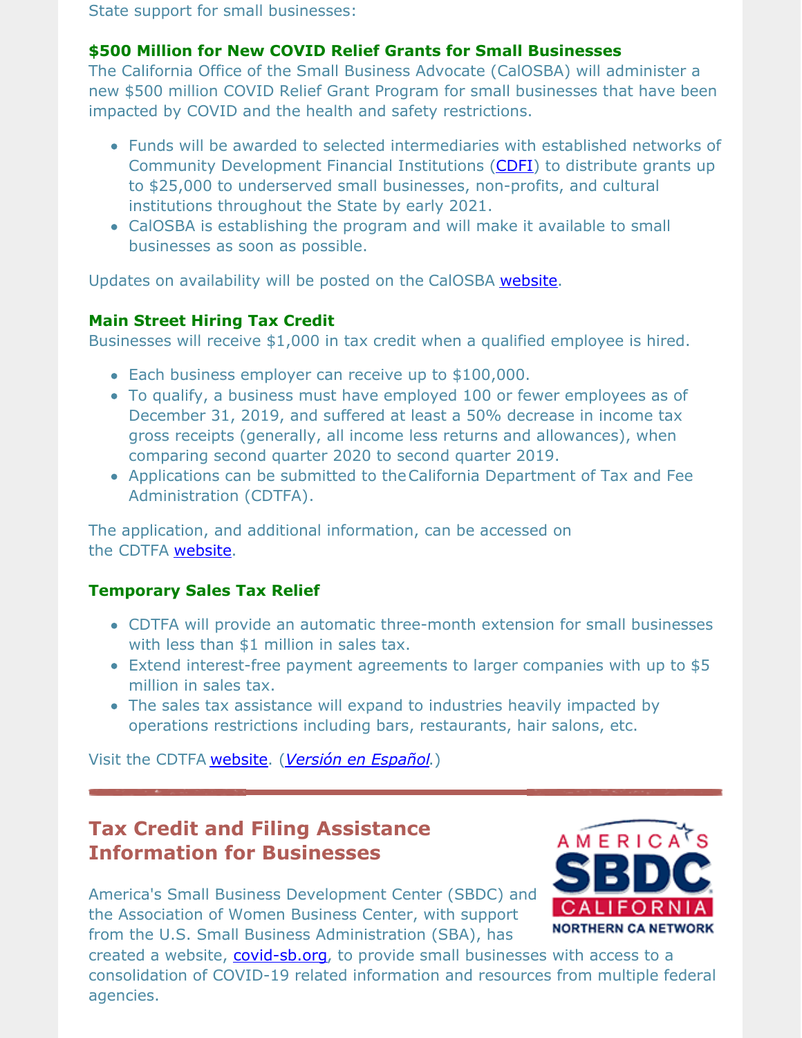State support for small businesses:

### $500 Million for New COVID Relief Grants for Small Businesses

The California Office of the Small Business Advocate (CalOSBA) will administer a new $500 million COVID Relief Grant Program for small businesses that have been impacted by COVID and the health and safety restrictions.

- Funds will be awarded to selected intermediaries with established networks of Community Development Financial Institutions (CDFI) to distribute grants up to $25,000 to underserved small businesses, non-profits, and cultural institutions throughout the State by early 2021.
- CalOSBA is establishing the program and will make it available to small businesses as soon as possible.

Updates on availability will be posted on the CalOSBA website.

### Main Street Hiring Tax Credit

Businesses will receive $1,000 in tax credit when a qualified employee is hired.

- Each business employer can receive up to $100,000.
- To qualify, a business must have employed 100 or fewer employees as of December 31, 2019, and suffered at least a 50% decrease in income tax gross receipts (generally, all income less returns and allowances), when comparing second quarter 2020 to second quarter 2019.
- Applications can be submitted to the California Department of Tax and Fee Administration (CDTFA).

The application, and additional information, can be accessed on the CDTFA website.

### Temporary Sales Tax Relief

- CDTFA will provide an automatic three-month extension for small businesses with less than $1 million in sales tax.
- Extend interest-free payment agreements to larger companies with up to $5 million in sales tax.
- The sales tax assistance will expand to industries heavily impacted by operations restrictions including bars, restaurants, hair salons, etc.

Visit the CDTFA website. (*Versión en Español*.)

## Tax Credit and Filing Assistance Information for Businesses

America's Small Business Development Center (SBDC) and the Association of Women Business Center, with support from the U.S. Small Business Administration (SBA), has created a website, covid-sb.org, to provide small businesses with access to a consolidation of COVID-19 related information and resources from multiple federal agencies.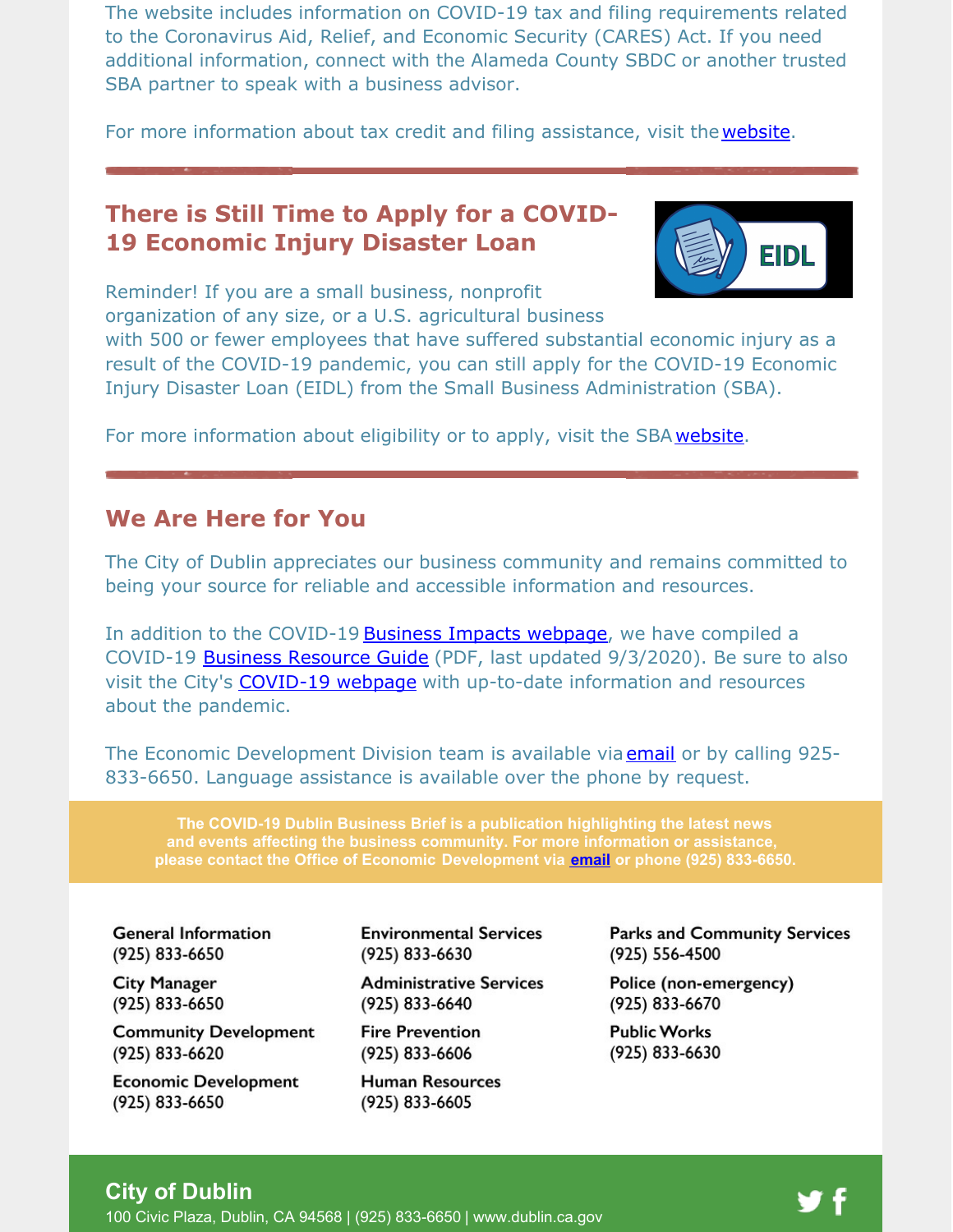The website includes information on COVID-19 tax and filing requirements related to the Coronavirus Aid, Relief, and Economic Security (CARES) Act. If you need additional information, connect with the Alameda County SBDC or another trusted SBA partner to speak with a business advisor.

For more information about tax credit and filing assistance, visit the website.

## There is Still Time to Apply for a COVID-19 Economic Injury Disaster Loan

Reminder! If you are a small business, nonprofit organization of any size, or a U.S. agricultural business with 500 or fewer employees that have suffered substantial economic injury as a result of the COVID-19 pandemic, you can still apply for the COVID-19 Economic Injury Disaster Loan (EIDL) from the Small Business Administration (SBA).

For more information about eligibility or to apply, visit the SBA website.

## We Are Here for You

The City of Dublin appreciates our business community and remains committed to being your source for reliable and accessible information and resources.

In addition to the COVID-19 Business Impacts webpage, we have compiled a COVID-19 Business Resource Guide (PDF, last updated 9/3/2020). Be sure to also visit the City's COVID-19 webpage with up-to-date information and resources about the pandemic.

The Economic Development Division team is available via email or by calling 925-833-6650. Language assistance is available over the phone by request.

**The COVID-19 Dublin Business Brief is a publication highlighting the latest news and events affecting the business community. For more information or assistance, please contact the Office of Economic Development via email or phone (925) 833-6650.**

**General Information**
(925) 833-6650

**City Manager**
(925) 833-6650

**Community Development**
(925) 833-6620

**Economic Development**
(925) 833-6650

**Environmental Services**
(925) 833-6630

**Administrative Services**
(925) 833-6640

**Fire Prevention**
(925) 833-6606

**Human Resources**
(925) 833-6605

**Parks and Community Services**
(925) 556-4500

**Police (non-emergency)**
(925) 833-6670

**Public Works**
(925) 833-6630

**City of Dublin**
100 Civic Plaza, Dublin, CA 94568 | (925) 833-6650 | www.dublin.ca.gov